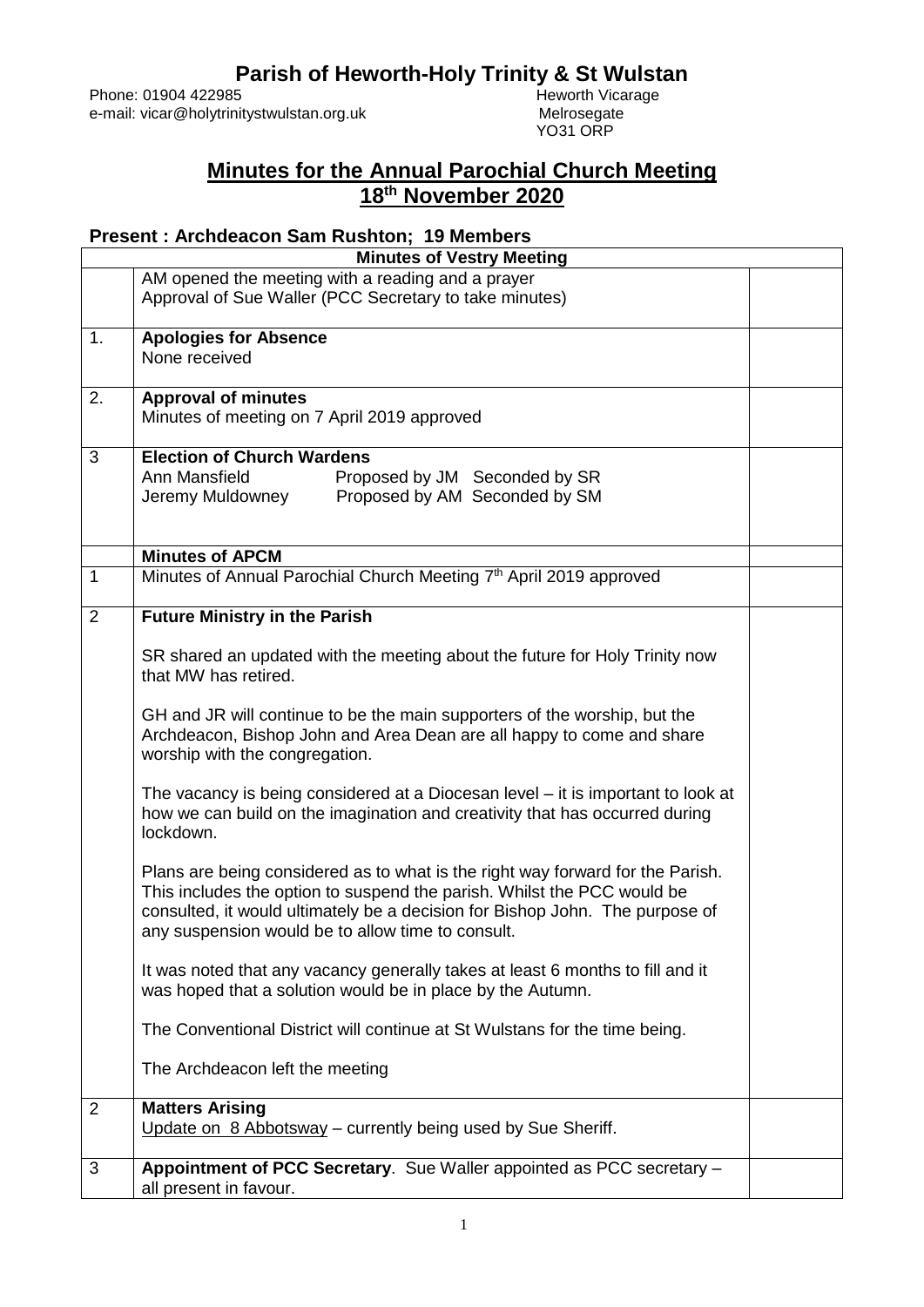# Parish of Heworth-Holy Trinity & St Wulstan

Phone: 01904 422985
e-mail: vicar@holytrinitystwulstan.org.uk

Heworth Vicarage
Melrosegate
YO31 ORP

## Minutes for the Annual Parochial Church Meeting 18th November 2020

### Present : Archdeacon Sam Rushton; 19 Members

| Minutes of Vestry Meeting | | |
|---|---|---|
| | AM opened the meeting with a reading and a prayer<br>Approval of Sue Waller (PCC Secretary to take minutes) | |
| 1. | **Apologies for Absence**<br>None received | |
| 2. | **Approval of minutes**<br>Minutes of meeting on 7 April 2019 approved | |
| 3 | **Election of Church Wardens**<br>Ann Mansfield Proposed by JM Seconded by SR<br>Jeremy Muldowney Proposed by AM Seconded by SM | |
| | **Minutes of APCM** | |
| 1 | Minutes of Annual Parochial Church Meeting 7th April 2019 approved | |
| 2 | **Future Ministry in the Parish**<br><br>SR shared an updated with the meeting about the future for Holy Trinity now that MW has retired.<br><br>GH and JR will continue to be the main supporters of the worship, but the Archdeacon, Bishop John and Area Dean are all happy to come and share worship with the congregation.<br><br>The vacancy is being considered at a Diocesan level – it is important to look at how we can build on the imagination and creativity that has occurred during lockdown.<br><br>Plans are being considered as to what is the right way forward for the Parish. This includes the option to suspend the parish. Whilst the PCC would be consulted, it would ultimately be a decision for Bishop John. The purpose of any suspension would be to allow time to consult.<br><br>It was noted that any vacancy generally takes at least 6 months to fill and it was hoped that a solution would be in place by the Autumn.<br><br>The Conventional District will continue at St Wulstans for the time being.<br><br>The Archdeacon left the meeting | |
| 2 | **Matters Arising**<br>Update on 8 Abbotsway – currently being used by Sue Sheriff. | |
| 3 | **Appointment of PCC Secretary**. Sue Waller appointed as PCC secretary – all present in favour. | |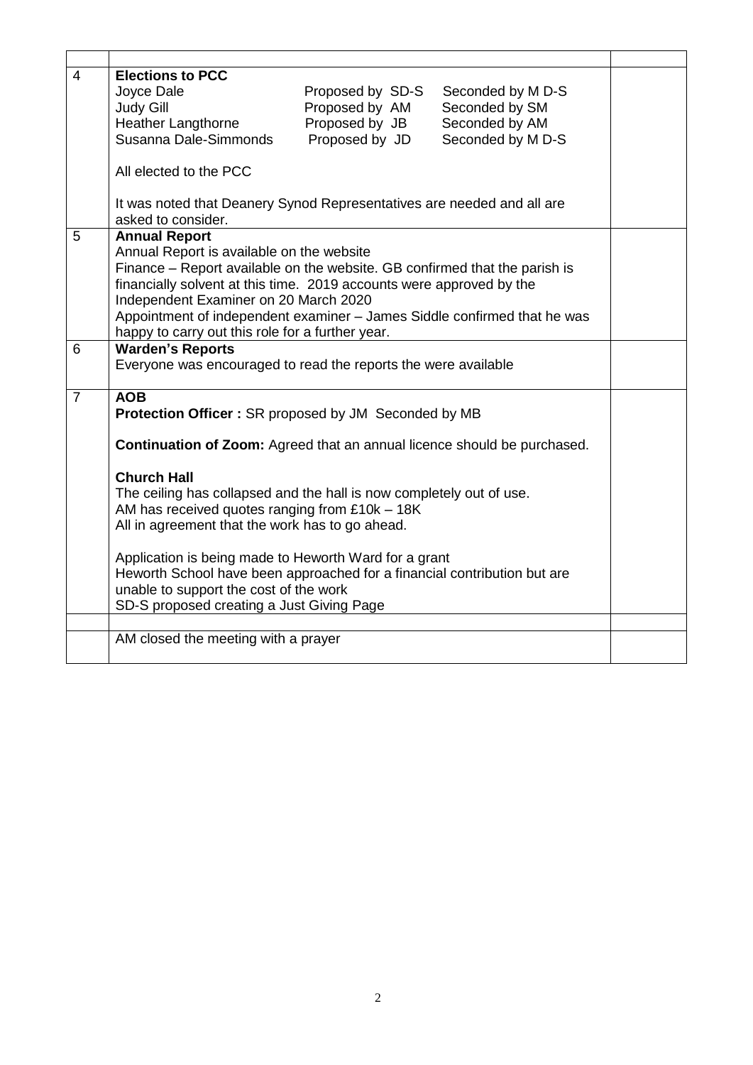| | | |
|---|---|---|
| | | |
| 4 | **Elections to PCC**<br>Joyce Dale Proposed by SD-S Seconded by M D-S<br>Judy Gill Proposed by AM Seconded by SM<br>Heather Langthorne Proposed by JB Seconded by AM<br>Susanna Dale-Simmonds Proposed by JD Seconded by M D-S<br><br>All elected to the PCC<br><br>It was noted that Deanery Synod Representatives are needed and all are asked to consider. | |
| 5 | **Annual Report**<br>Annual Report is available on the website<br>Finance – Report available on the website. GB confirmed that the parish is financially solvent at this time. 2019 accounts were approved by the Independent Examiner on 20 March 2020<br>Appointment of independent examiner – James Siddle confirmed that he was happy to carry out this role for a further year. | |
| 6 | **Warden's Reports**<br>Everyone was encouraged to read the reports the were available | |
| 7 | **AOB**<br>**Protection Officer :** SR proposed by JM Seconded by MB<br><br>**Continuation of Zoom:** Agreed that an annual licence should be purchased.<br><br>**Church Hall**<br>The ceiling has collapsed and the hall is now completely out of use.<br>AM has received quotes ranging from £10k – 18K<br>All in agreement that the work has to go ahead.<br><br>Application is being made to Heworth Ward for a grant<br>Heworth School have been approached for a financial contribution but are unable to support the cost of the work<br>SD-S proposed creating a Just Giving Page | |
| | | |
| | AM closed the meeting with a prayer | |